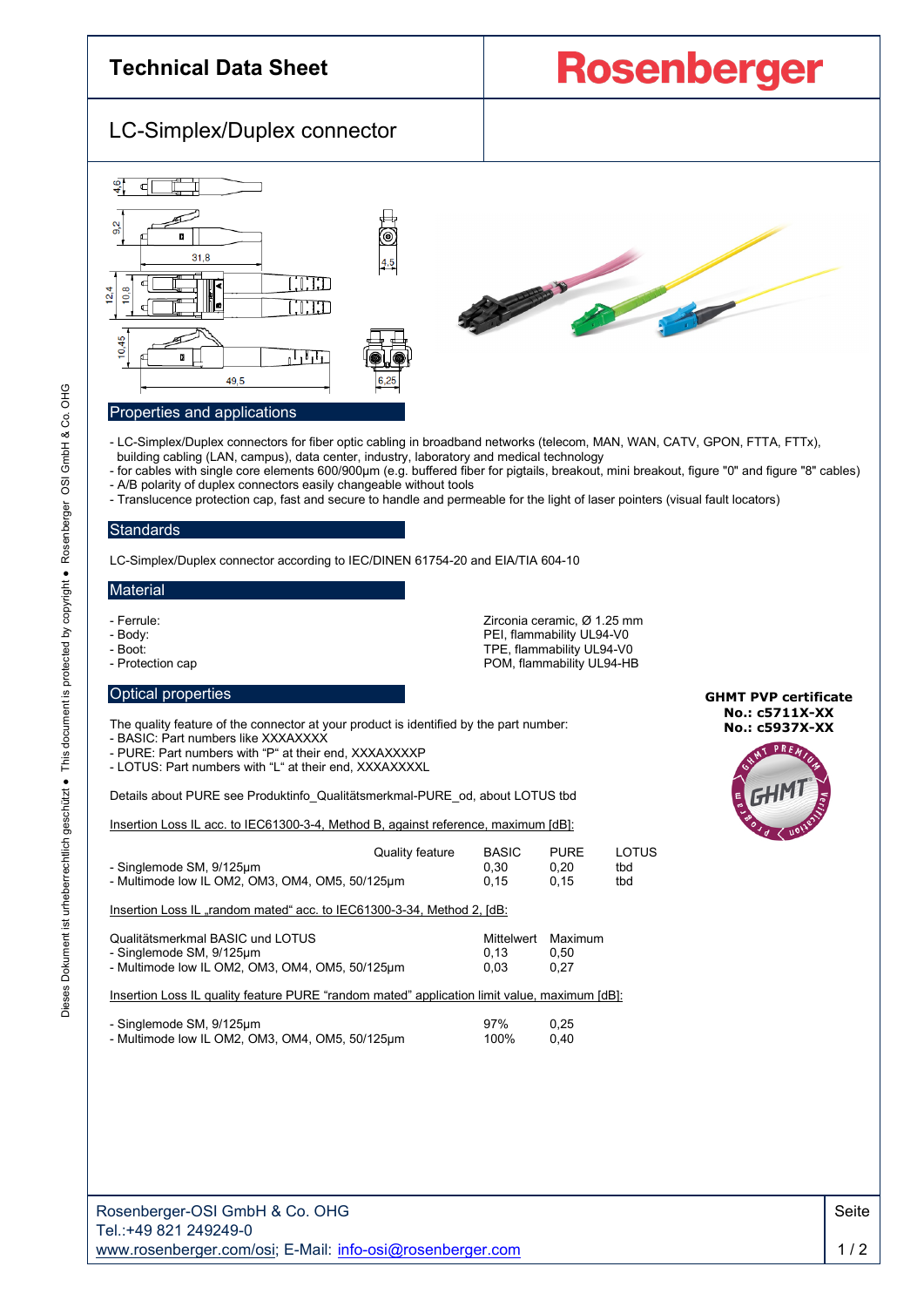# Technical Data Sheet

**Rosenberger**

## LC-Simplex/Duplex connector

## Properties and applications

- LC-Simplex/Duplex connectors for fiber optic cabling in broadband networks (telecom, MAN, WAN, CATV, GPON, FTTA, FTTx), building cabling (LAN, campus), data center, industry, laboratory and medical technology
- for cables with single core elements 600/900µm (e.g. buffered fiber for pigtails, breakout, mini breakout, figure "0" and figure "8" cables)
- A/B polarity of duplex connectors easily changeable without tools
- Translucence protection cap, fast and secure to handle and permeable for the light of laser pointers (visual fault locators)

## Standards

LC-Simplex/Duplex connector according to IEC/DINEN 61754-20 and EIA/TIA 604-10

## Material

| | |
|---|---|
| - Ferrule: | Zirconia ceramic, Ø 1.25 mm |
| - Body: | PEI, flammability UL94-V0 |
| - Boot: | TPE, flammability UL94-V0 |
| - Protection cap | POM, flammability UL94-HB |

## Optical properties

**GHMT PVP certificate**
**No.: c5711X-XX**
**No.: c5937X-XX**

The quality feature of the connector at your product is identified by the part number:
- BASIC: Part numbers like XXXAXXXX
- PURE: Part numbers with "P" at their end, XXXAXXXXP
- LOTUS: Part numbers with "L" at their end, XXXAXXXXL

Details about PURE see Produktinfo_Qualitätsmerkmal-PURE_od, about LOTUS tbd

Insertion Loss IL acc. to IEC61300-3-4, Method B, against reference, maximum [dB]:

| Quality feature | BASIC | PURE | LOTUS |
|---|---|---|---|
| - Singlemode SM, 9/125µm | 0,30 | 0,20 | tbd |
| - Multimode low IL OM2, OM3, OM4, OM5, 50/125µm | 0,15 | 0,15 | tbd |

Insertion Loss IL „random mated" acc. to IEC61300-3-34, Method 2, [dB:

| Qualitätsmerkmal BASIC und LOTUS | Mittelwert | Maximum |
|---|---|---|
| - Singlemode SM, 9/125µm | 0,13 | 0,50 |
| - Multimode low IL OM2, OM3, OM4, OM5, 50/125µm | 0,03 | 0,27 |

Insertion Loss IL quality feature PURE "random mated" application limit value, maximum [dB]:

| | | |
|---|---|---|
| - Singlemode SM, 9/125µm | 97% | 0,25 |
| - Multimode low IL OM2, OM3, OM4, OM5, 50/125µm | 100% | 0,40 |

Rosenberger-OSI GmbH & Co. OHG
Tel.:+49 821 249249-0
www.rosenberger.com/osi; E-Mail: info-osi@rosenberger.com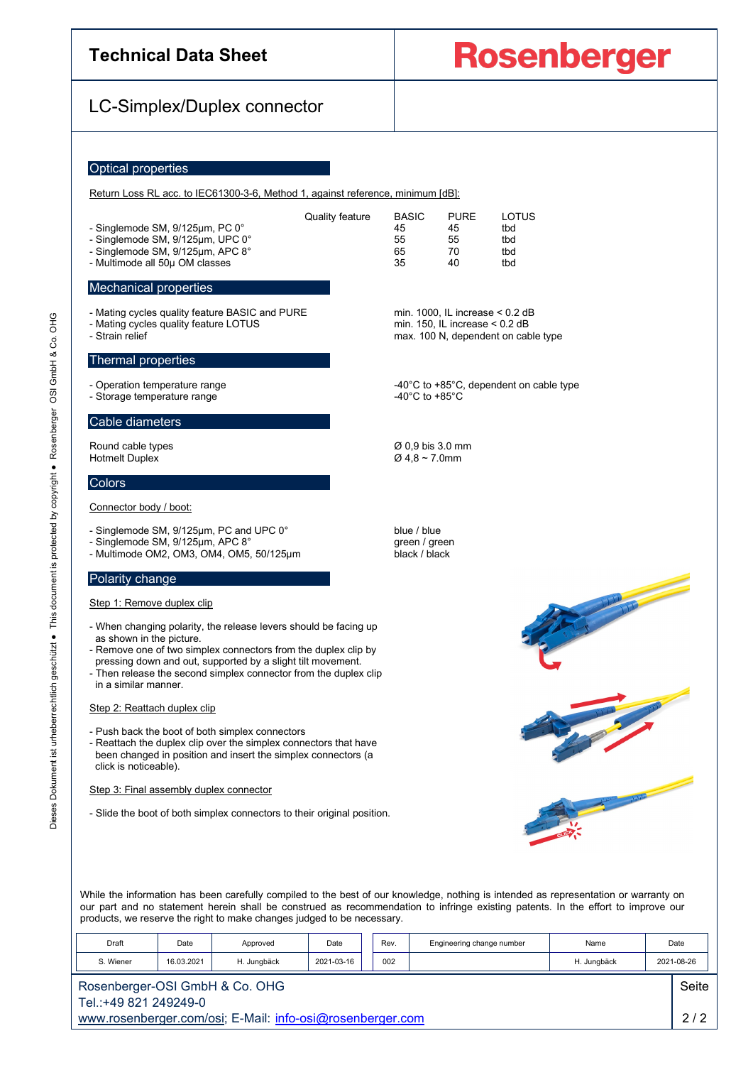# Technical Data Sheet

**Rosenberger**

## LC-Simplex/Duplex connector

### Optical properties

Return Loss RL acc. to IEC61300-3-6, Method 1, against reference, minimum [dB]:

| Quality feature | BASIC | PURE | LOTUS |
|---|---|---|---|
| - Singlemode SM, 9/125µm, PC 0° | 45 | 45 | tbd |
| - Singlemode SM, 9/125µm, UPC 0° | 55 | 55 | tbd |
| - Singlemode SM, 9/125µm, APC 8° | 65 | 70 | tbd |
| - Multimode all 50µ OM classes | 35 | 40 | tbd |

### Mechanical properties

| | |
|---|---|
| - Mating cycles quality feature BASIC and PURE | min. 1000, IL increase < 0.2 dB |
| - Mating cycles quality feature LOTUS | min. 150, IL increase < 0.2 dB |
| - Strain relief | max. 100 N, dependent on cable type |

### Thermal properties

| | |
|---|---|
| - Operation temperature range | -40°C to +85°C, dependent on cable type |
| - Storage temperature range | -40°C to +85°C |

### Cable diameters

| | |
|---|---|
| Round cable types | Ø 0,9 bis 3.0 mm |
| Hotmelt Duplex | Ø 4,8 ~ 7.0mm |

### Colors

Connector body / boot:

| | |
|---|---|
| - Singlemode SM, 9/125µm, PC and UPC 0° | blue / blue |
| - Singlemode SM, 9/125µm, APC 8° | green / green |
| - Multimode OM2, OM3, OM4, OM5, 50/125µm | black / black |

### Polarity change

Step 1: Remove duplex clip

- When changing polarity, the release levers should be facing up as shown in the picture.
- Remove one of two simplex connectors from the duplex clip by pressing down and out, supported by a slight tilt movement.
- Then release the second simplex connector from the duplex clip in a similar manner.

Step 2: Reattach duplex clip

- Push back the boot of both simplex connectors
- Reattach the duplex clip over the simplex connectors that have been changed in position and insert the simplex connectors (a click is noticeable).

Step 3: Final assembly duplex connector

- Slide the boot of both simplex connectors to their original position.

While the information has been carefully compiled to the best of our knowledge, nothing is intended as representation or warranty on our part and no statement herein shall be construed as recommendation to infringe existing patents. In the effort to improve our products, we reserve the right to make changes judged to be necessary.

| Draft | Date | Approved | Date | Rev. | Engineering change number | Name | Date |
|---|---|---|---|---|---|---|---|
| S. Wiener | 16.03.2021 | H. Jungbäck | 2021-03-16 | 002 | | H. Jungbäck | 2021-08-26 |

Rosenberger-OSI GmbH & Co. OHG
Tel.:+49 821 249249-0
www.rosenberger.com/osi; E-Mail: info-osi@rosenberger.com

Dieses Dokument ist urheberrechtlich geschützt ● This document is protected by copyright ● Rosenberger OSI GmbH & Co. OHG